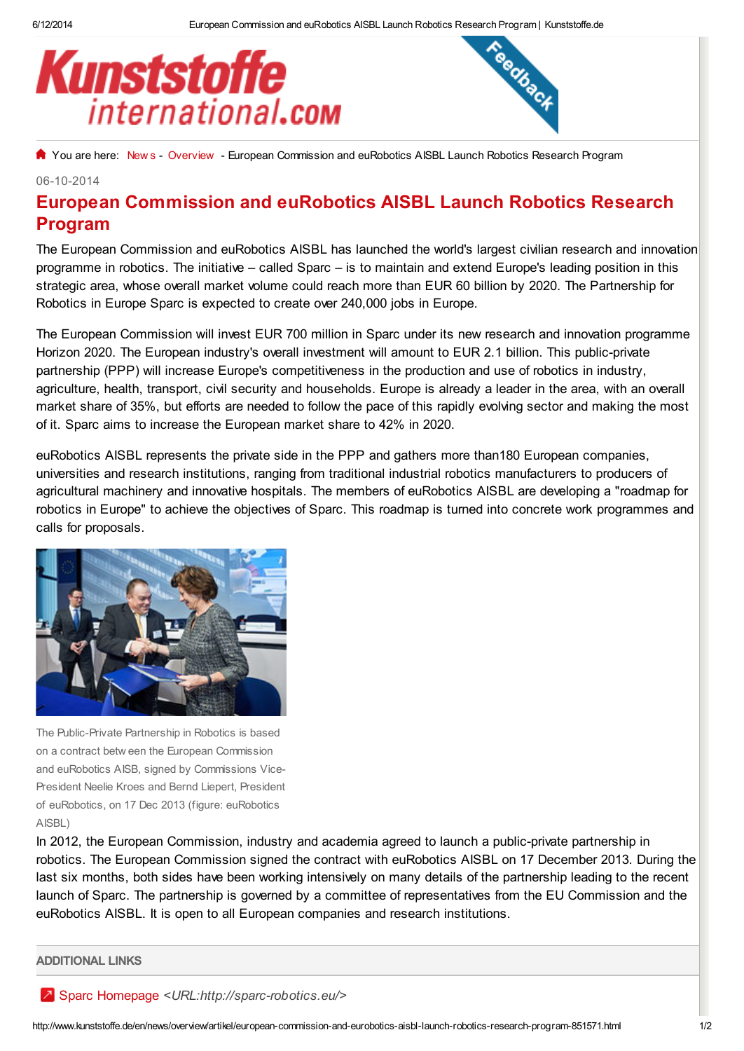You are here: News - Overview - European Commission and euRobotics AISBL Launch Robotics Research Program

06-10-2014

# European Commission and euRobotics AISBL Launch Robotics Research Program

The European Commission and euRobotics AISBL has launched the world's largest civilian research and innovation programme in robotics. The initiative – called Sparc – is to maintain and extend Europe's leading position in this strategic area, whose overall market volume could reach more than EUR 60 billion by 2020. The Partnership for Robotics in Europe Sparc is expected to create over 240,000 jobs in Europe.

The European Commission will invest EUR 700 million in Sparc under its new research and innovation programme Horizon 2020. The European industry's overall investment will amount to EUR 2.1 billion. This public-private partnership (PPP) will increase Europe's competitiveness in the production and use of robotics in industry, agriculture, health, transport, civil security and households. Europe is already a leader in the area, with an overall market share of 35%, but efforts are needed to follow the pace of this rapidly evolving sector and making the most of it. Sparc aims to increase the European market share to 42% in 2020.

euRobotics AISBL represents the private side in the PPP and gathers more than180 European companies, universities and research institutions, ranging from traditional industrial robotics manufacturers to producers of agricultural machinery and innovative hospitals. The members of euRobotics AISBL are developing a "roadmap for robotics in Europe" to achieve the objectives of Sparc. This roadmap is turned into concrete work programmes and calls for proposals.

The Public-Private Partnership in Robotics is based on a contract between the European Commission and euRobotics AISB, signed by Commissions Vice-President Neelie Kroes and Bernd Liepert, President of euRobotics, on 17 Dec 2013 (figure: euRobotics AISBL)

In 2012, the European Commission, industry and academia agreed to launch a public-private partnership in robotics. The European Commission signed the contract with euRobotics AISBL on 17 December 2013. During the last six months, both sides have been working intensively on many details of the partnership leading to the recent launch of Sparc. The partnership is governed by a committee of representatives from the EU Commission and the euRobotics AISBL. It is open to all European companies and research institutions.

## ADDITIONAL LINKS

Sparc Homepage *<URL:http://sparc-robotics.eu/>*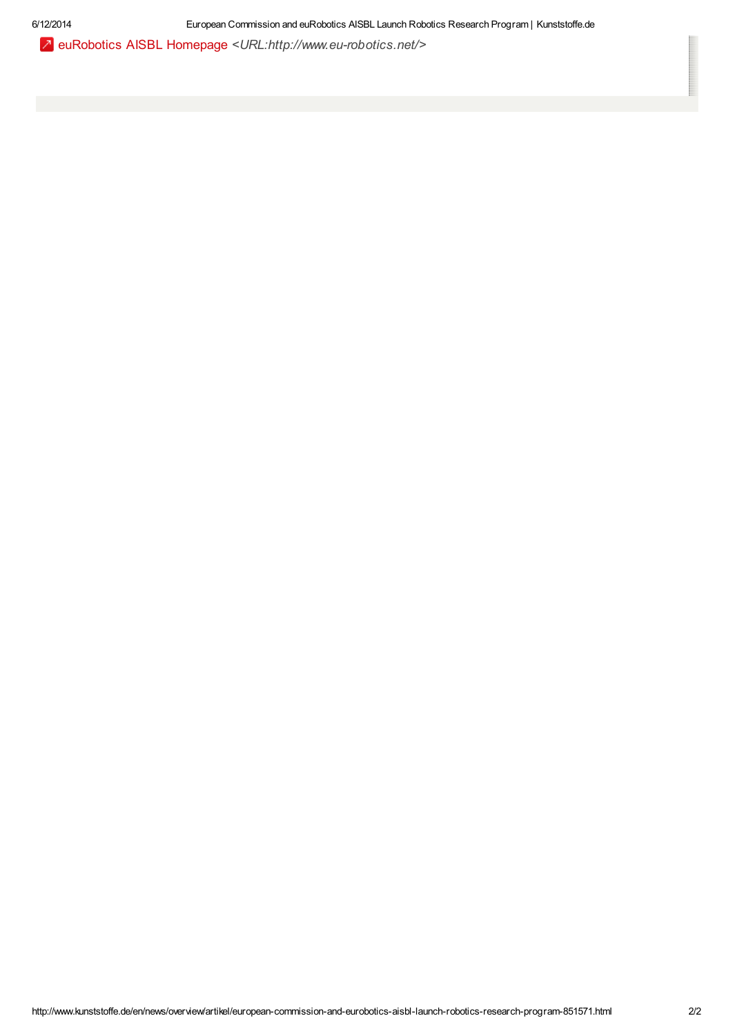euRobotics AISBL Homepage <URL:http://www.eu-robotics.net/>